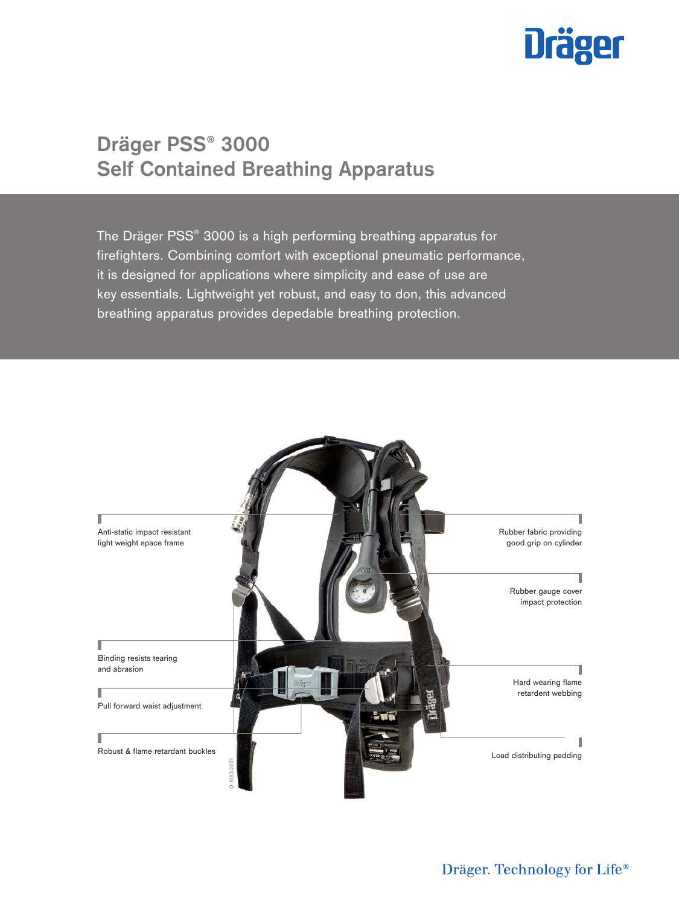# Dräger PSS® 3000
## Self Contained Breathing Apparatus

The Dräger PSS® 3000 is a high performing breathing apparatus for firefighters. Combining comfort with exceptional pneumatic performance, it is designed for applications where simplicity and ease of use are key essentials. Lightweight yet robust, and easy to don, this advanced breathing apparatus provides depedable breathing protection.

Anti-static impact resistant light weight space frame

Binding resists tearing and abrasion

Pull forward waist adjustment

Robust & flame retardant buckles

Rubber fabric providing good grip on cylinder

Rubber gauge cover impact protection

Hard wearing flame retardent webbing

Load distributing padding

D-1633-2021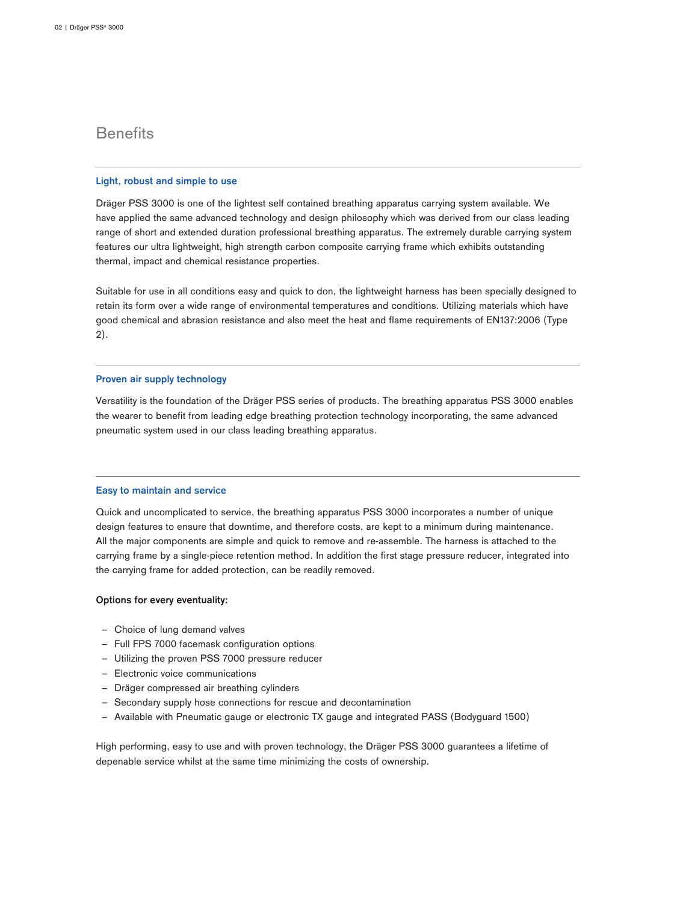## Benefits

### Light, robust and simple to use

Dräger PSS 3000 is one of the lightest self contained breathing apparatus carrying system available. We have applied the same advanced technology and design philosophy which was derived from our class leading range of short and extended duration professional breathing apparatus. The extremely durable carrying system features our ultra lightweight, high strength carbon composite carrying frame which exhibits outstanding thermal, impact and chemical resistance properties.

Suitable for use in all conditions easy and quick to don, the lightweight harness has been specially designed to retain its form over a wide range of environmental temperatures and conditions. Utilizing materials which have good chemical and abrasion resistance and also meet the heat and flame requirements of EN137:2006 (Type 2).

### Proven air supply technology

Versatility is the foundation of the Dräger PSS series of products. The breathing apparatus PSS 3000 enables the wearer to benefit from leading edge breathing protection technology incorporating, the same advanced pneumatic system used in our class leading breathing apparatus.

### Easy to maintain and service

Quick and uncomplicated to service, the breathing apparatus PSS 3000 incorporates a number of unique design features to ensure that downtime, and therefore costs, are kept to a minimum during maintenance. All the major components are simple and quick to remove and re-assemble. The harness is attached to the carrying frame by a single-piece retention method. In addition the first stage pressure reducer, integrated into the carrying frame for added protection, can be readily removed.

**Options for every eventuality:**

- Choice of lung demand valves
- Full FPS 7000 facemask configuration options
- Utilizing the proven PSS 7000 pressure reducer
- Electronic voice communications
- Dräger compressed air breathing cylinders
- Secondary supply hose connections for rescue and decontamination
- Available with Pneumatic gauge or electronic TX gauge and integrated PASS (Bodyguard 1500)

High performing, easy to use and with proven technology, the Dräger PSS 3000 guarantees a lifetime of depenable service whilst at the same time minimizing the costs of ownership.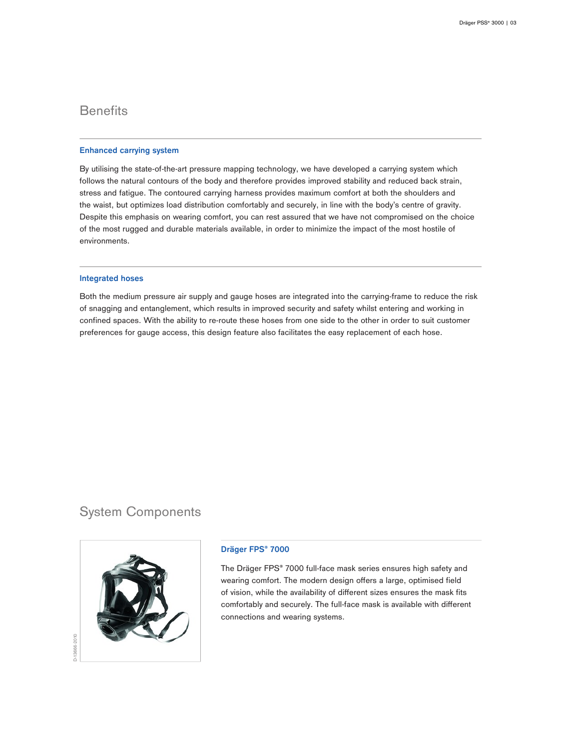## Benefits

### Enhanced carrying system

By utilising the state-of-the-art pressure mapping technology, we have developed a carrying system which follows the natural contours of the body and therefore provides improved stability and reduced back strain, stress and fatigue. The contoured carrying harness provides maximum comfort at both the shoulders and the waist, but optimizes load distribution comfortably and securely, in line with the body's centre of gravity. Despite this emphasis on wearing comfort, you can rest assured that we have not compromised on the choice of the most rugged and durable materials available, in order to minimize the impact of the most hostile of environments.

### Integrated hoses

Both the medium pressure air supply and gauge hoses are integrated into the carrying-frame to reduce the risk of snagging and entanglement, which results in improved security and safety whilst entering and working in confined spaces. With the ability to re-route these hoses from one side to the other in order to suit customer preferences for gauge access, this design feature also facilitates the easy replacement of each hose.

## System Components

D-13666-2010

### Dräger FPS® 7000

The Dräger FPS® 7000 full-face mask series ensures high safety and wearing comfort. The modern design offers a large, optimised field of vision, while the availability of different sizes ensures the mask fits comfortably and securely. The full-face mask is available with different connections and wearing systems.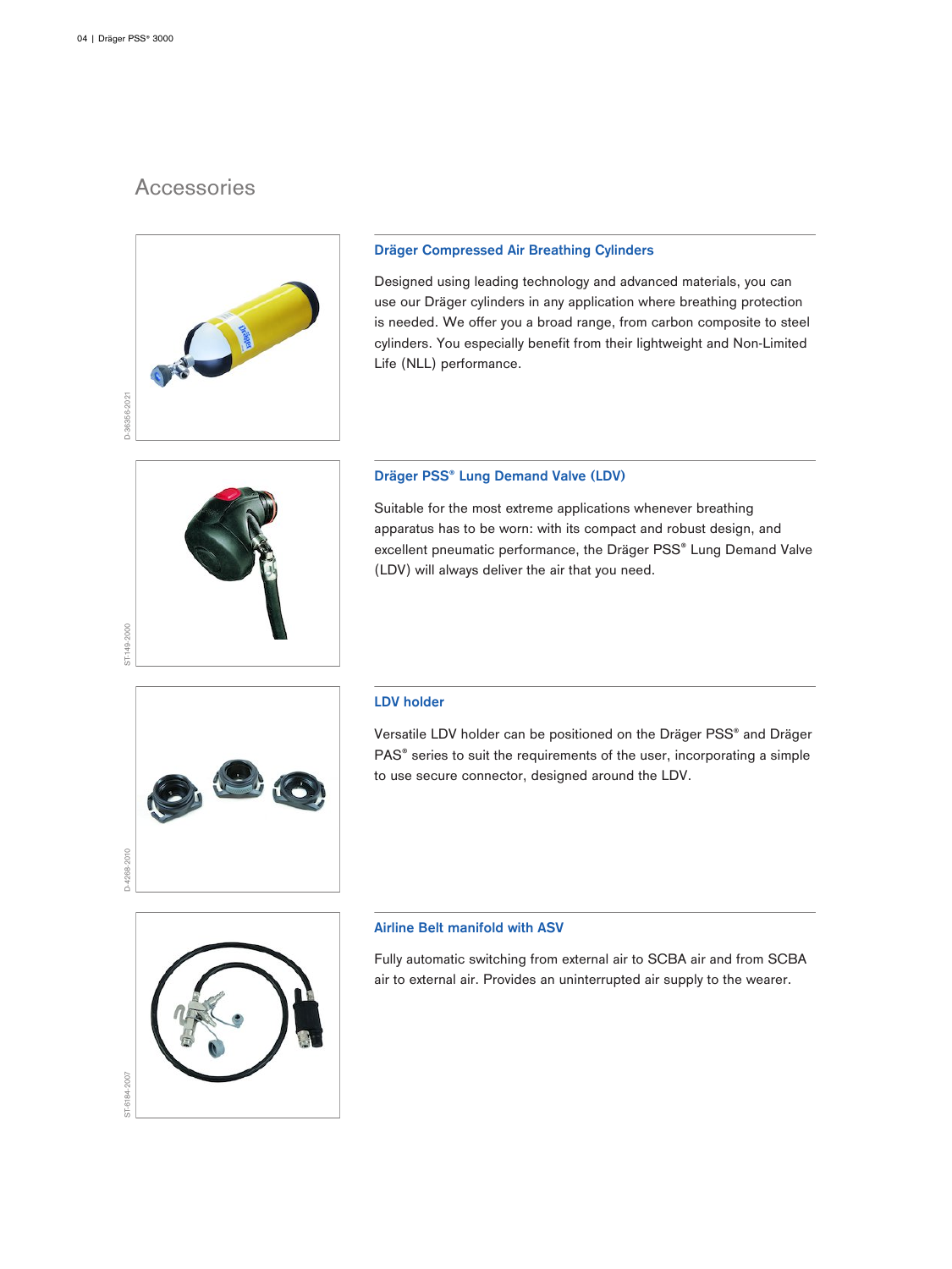# Accessories

### Dräger Compressed Air Breathing Cylinders

Designed using leading technology and advanced materials, you can use our Dräger cylinders in any application where breathing protection is needed. We offer you a broad range, from carbon composite to steel cylinders. You especially benefit from their lightweight and Non-Limited Life (NLL) performance.

### Dräger PSS® Lung Demand Valve (LDV)

Suitable for the most extreme applications whenever breathing apparatus has to be worn: with its compact and robust design, and excellent pneumatic performance, the Dräger PSS® Lung Demand Valve (LDV) will always deliver the air that you need.

### LDV holder

Versatile LDV holder can be positioned on the Dräger PSS® and Dräger PAS® series to suit the requirements of the user, incorporating a simple to use secure connector, designed around the LDV.

### Airline Belt manifold with ASV

Fully automatic switching from external air to SCBA air and from SCBA air to external air. Provides an uninterrupted air supply to the wearer.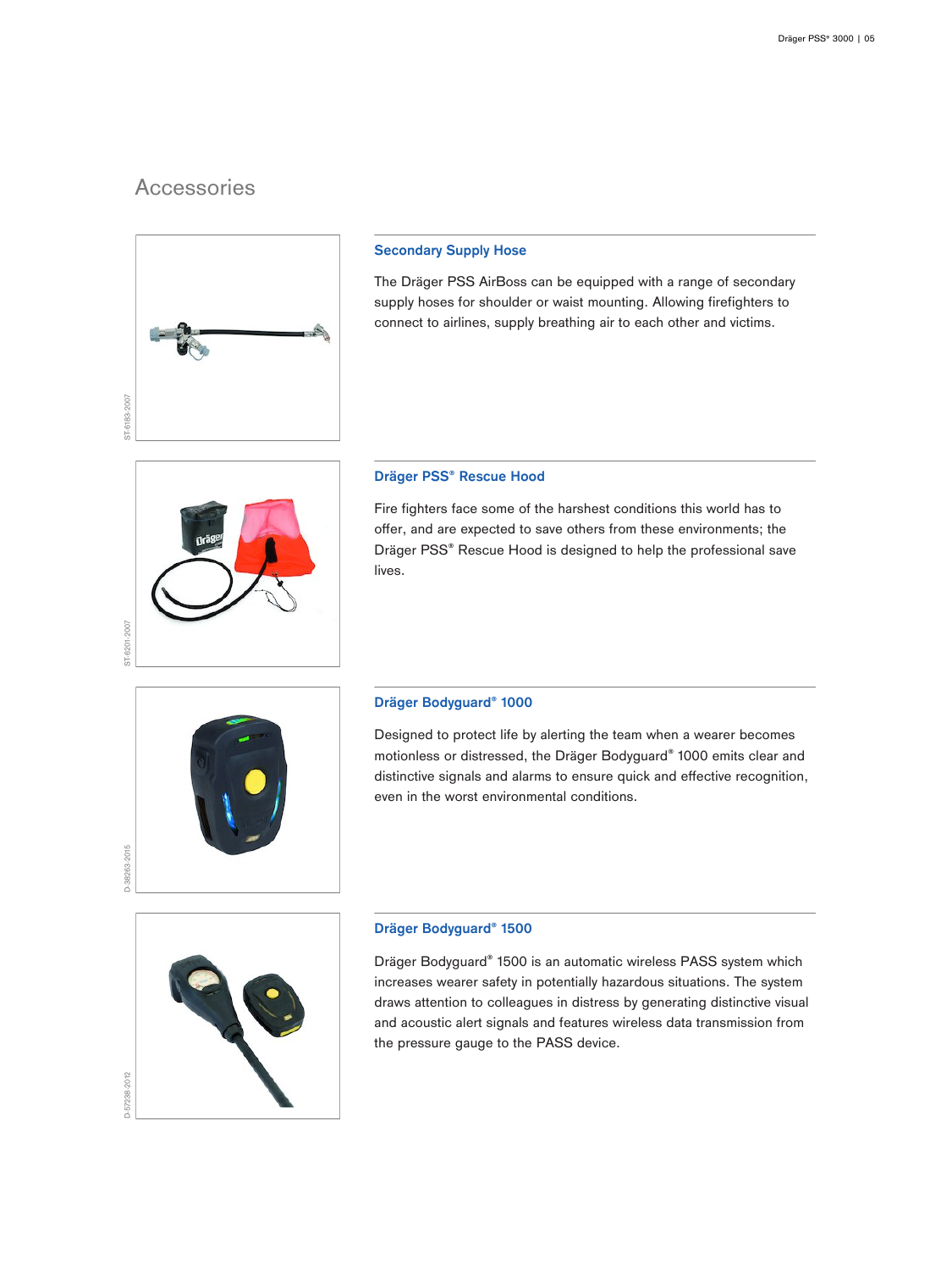## Accessories

### Secondary Supply Hose

The Dräger PSS AirBoss can be equipped with a range of secondary supply hoses for shoulder or waist mounting. Allowing firefighters to connect to airlines, supply breathing air to each other and victims.

### Dräger PSS® Rescue Hood

Fire fighters face some of the harshest conditions this world has to offer, and are expected to save others from these environments; the Dräger PSS® Rescue Hood is designed to help the professional save lives.

### Dräger Bodyguard® 1000

Designed to protect life by alerting the team when a wearer becomes motionless or distressed, the Dräger Bodyguard® 1000 emits clear and distinctive signals and alarms to ensure quick and effective recognition, even in the worst environmental conditions.

### Dräger Bodyguard® 1500

Dräger Bodyguard® 1500 is an automatic wireless PASS system which increases wearer safety in potentially hazardous situations. The system draws attention to colleagues in distress by generating distinctive visual and acoustic alert signals and features wireless data transmission from the pressure gauge to the PASS device.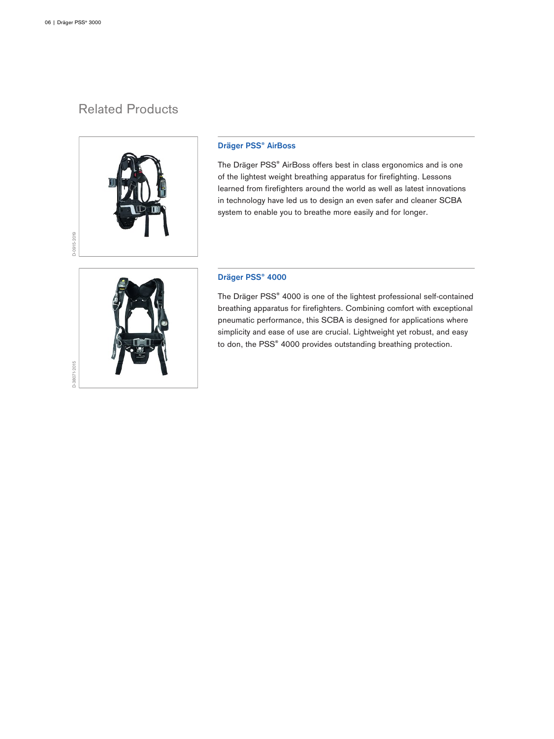## Related Products

### Dräger PSS® AirBoss

The Dräger PSS® AirBoss offers best in class ergonomics and is one of the lightest weight breathing apparatus for firefighting. Lessons learned from firefighters around the world as well as latest innovations in technology have led us to design an even safer and cleaner SCBA system to enable you to breathe more easily and for longer.

D-0915-2019

### Dräger PSS® 4000

The Dräger PSS® 4000 is one of the lightest professional self-contained breathing apparatus for firefighters. Combining comfort with exceptional pneumatic performance, this SCBA is designed for applications where simplicity and ease of use are crucial. Lightweight yet robust, and easy to don, the PSS® 4000 provides outstanding breathing protection.

D-38071-2015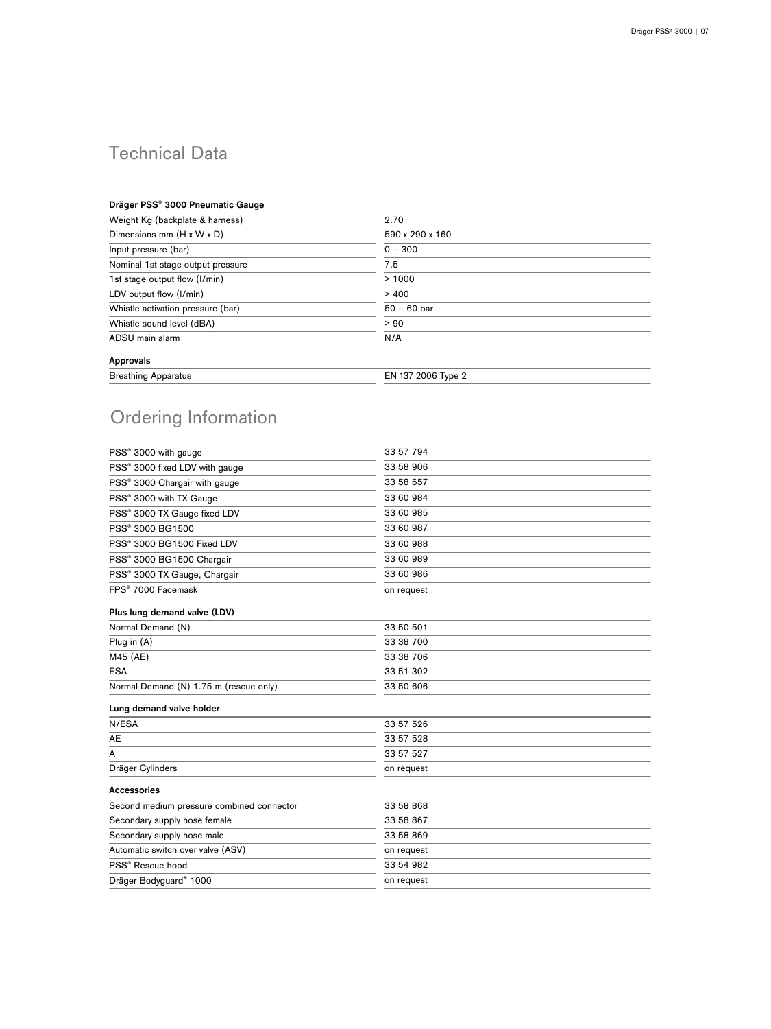# Technical Data

| Dräger PSS® 3000 Pneumatic Gauge | |
|---|---|
| Weight Kg (backplate & harness) | 2.70 |
| Dimensions mm (H x W x D) | 590 x 290 x 160 |
| Input pressure (bar) | 0 – 300 |
| Nominal 1st stage output pressure | 7.5 |
| 1st stage output flow (l/min) | > 1000 |
| LDV output flow (l/min) | > 400 |
| Whistle activation pressure (bar) | 50 – 60 bar |
| Whistle sound level (dBA) | > 90 |
| ADSU main alarm | N/A |
| **Approvals** | |
| Breathing Apparatus | EN 137 2006 Type 2 |

# Ordering Information

| | |
|---|---|
| PSS® 3000 with gauge | 33 57 794 |
| PSS® 3000 fixed LDV with gauge | 33 58 906 |
| PSS® 3000 Chargair with gauge | 33 58 657 |
| PSS® 3000 with TX Gauge | 33 60 984 |
| PSS® 3000 TX Gauge fixed LDV | 33 60 985 |
| PSS® 3000 BG1500 | 33 60 987 |
| PSS® 3000 BG1500 Fixed LDV | 33 60 988 |
| PSS® 3000 BG1500 Chargair | 33 60 989 |
| PSS® 3000 TX Gauge, Chargair | 33 60 986 |
| FPS® 7000 Facemask | on request |
| **Plus lung demand valve (LDV)** | |
| Normal Demand (N) | 33 50 501 |
| Plug in (A) | 33 38 700 |
| M45 (AE) | 33 38 706 |
| ESA | 33 51 302 |
| Normal Demand (N) 1.75 m (rescue only) | 33 50 606 |
| **Lung demand valve holder** | |
| N/ESA | 33 57 526 |
| AE | 33 57 528 |
| A | 33 57 527 |
| Dräger Cylinders | on request |
| **Accessories** | |
| Second medium pressure combined connector | 33 58 868 |
| Secondary supply hose female | 33 58 867 |
| Secondary supply hose male | 33 58 869 |
| Automatic switch over valve (ASV) | on request |
| PSS® Rescue hood | 33 54 982 |
| Dräger Bodyguard® 1000 | on request |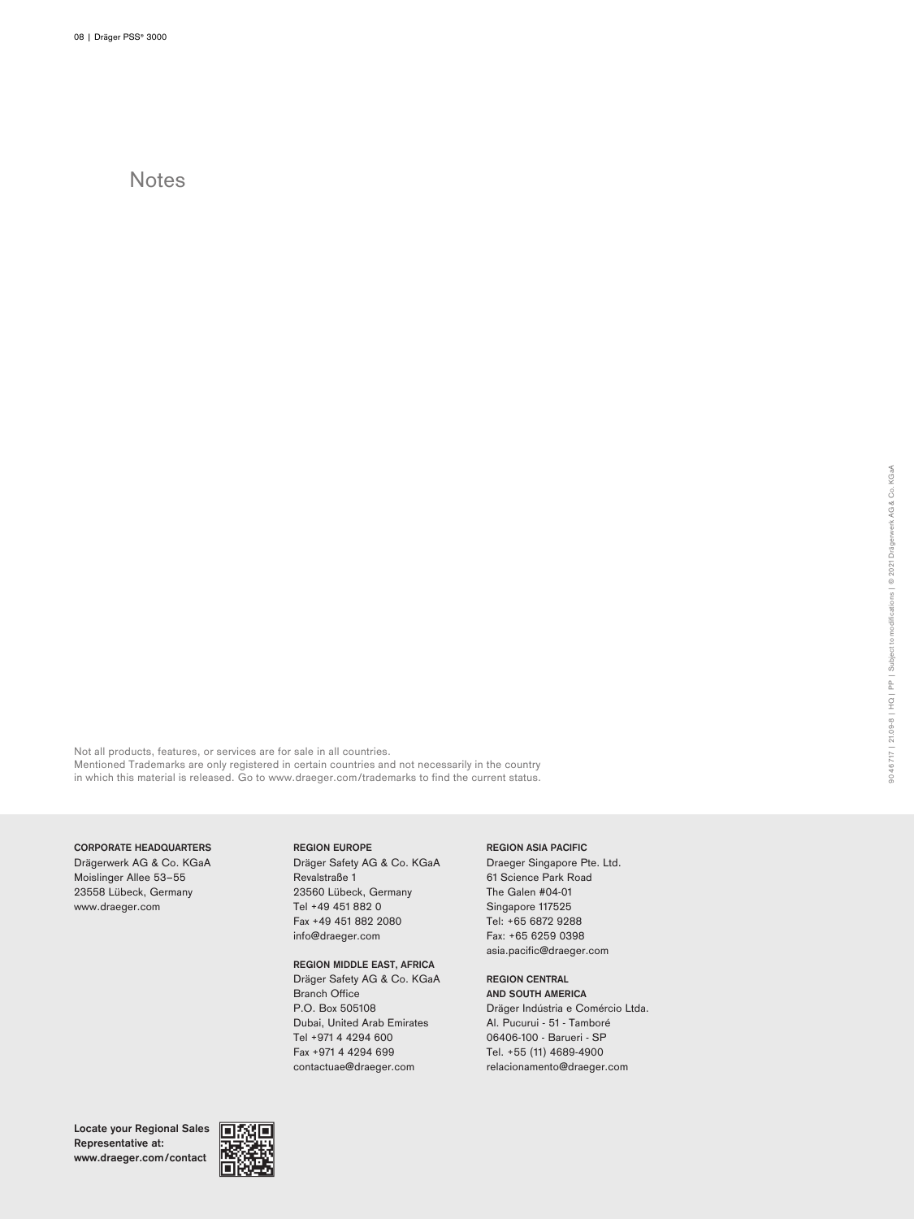## Notes

Not all products, features, or services are for sale in all countries.
Mentioned Trademarks are only registered in certain countries and not necessarily in the country in which this material is released. Go to www.draeger.com/trademarks to find the current status.

**CORPORATE HEADQUARTERS**
Drägerwerk AG & Co. KGaA
Moislinger Allee 53–55
23558 Lübeck, Germany
www.draeger.com

**REGION EUROPE**
Dräger Safety AG & Co. KGaA
Revalstraße 1
23560 Lübeck, Germany
Tel +49 451 882 0
Fax +49 451 882 2080
info@draeger.com

**REGION MIDDLE EAST, AFRICA**
Dräger Safety AG & Co. KGaA
Branch Office
P.O. Box 505108
Dubai, United Arab Emirates
Tel +971 4 4294 600
Fax +971 4 4294 699
contactuae@draeger.com

**REGION ASIA PACIFIC**
Draeger Singapore Pte. Ltd.
61 Science Park Road
The Galen #04-01
Singapore 117525
Tel: +65 6872 9288
Fax: +65 6259 0398
asia.pacific@draeger.com

**REGION CENTRAL AND SOUTH AMERICA**
Dräger Indústria e Comércio Ltda.
Al. Pucurui - 51 - Tamboré
06406-100 - Barueri - SP
Tel. +55 (11) 4689-4900
relacionamento@draeger.com

**Locate your Regional Sales Representative at: www.draeger.com/contact**

90 46 717 | 21.09-8 | HQ | PP | Subject to modifications | © 2021 Drägerwerk AG & Co. KGaA